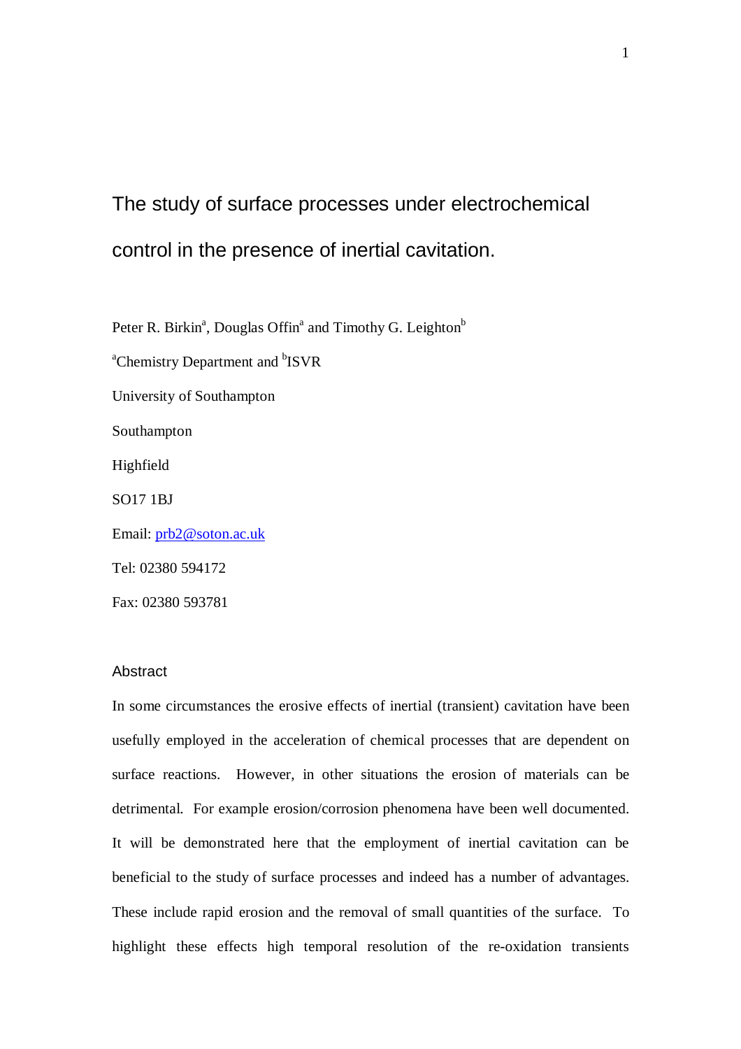# The study of surface processes under electrochemical control in the presence of inertial cavitation.

Peter R. Birkin[a], Douglas Offin[a] and Timothy G. Leighton[b]

[a]Chemistry Department and [b]ISVR

University of Southampton

Southampton

Highfield

SO17 1BJ

Email: prb2@soton.ac.uk

Tel: 02380 594172

Fax: 02380 593781

## Abstract

In some circumstances the erosive effects of inertial (transient) cavitation have been usefully employed in the acceleration of chemical processes that are dependent on surface reactions. However, in other situations the erosion of materials can be detrimental. For example erosion/corrosion phenomena have been well documented. It will be demonstrated here that the employment of inertial cavitation can be beneficial to the study of surface processes and indeed has a number of advantages. These include rapid erosion and the removal of small quantities of the surface. To highlight these effects high temporal resolution of the re-oxidation transients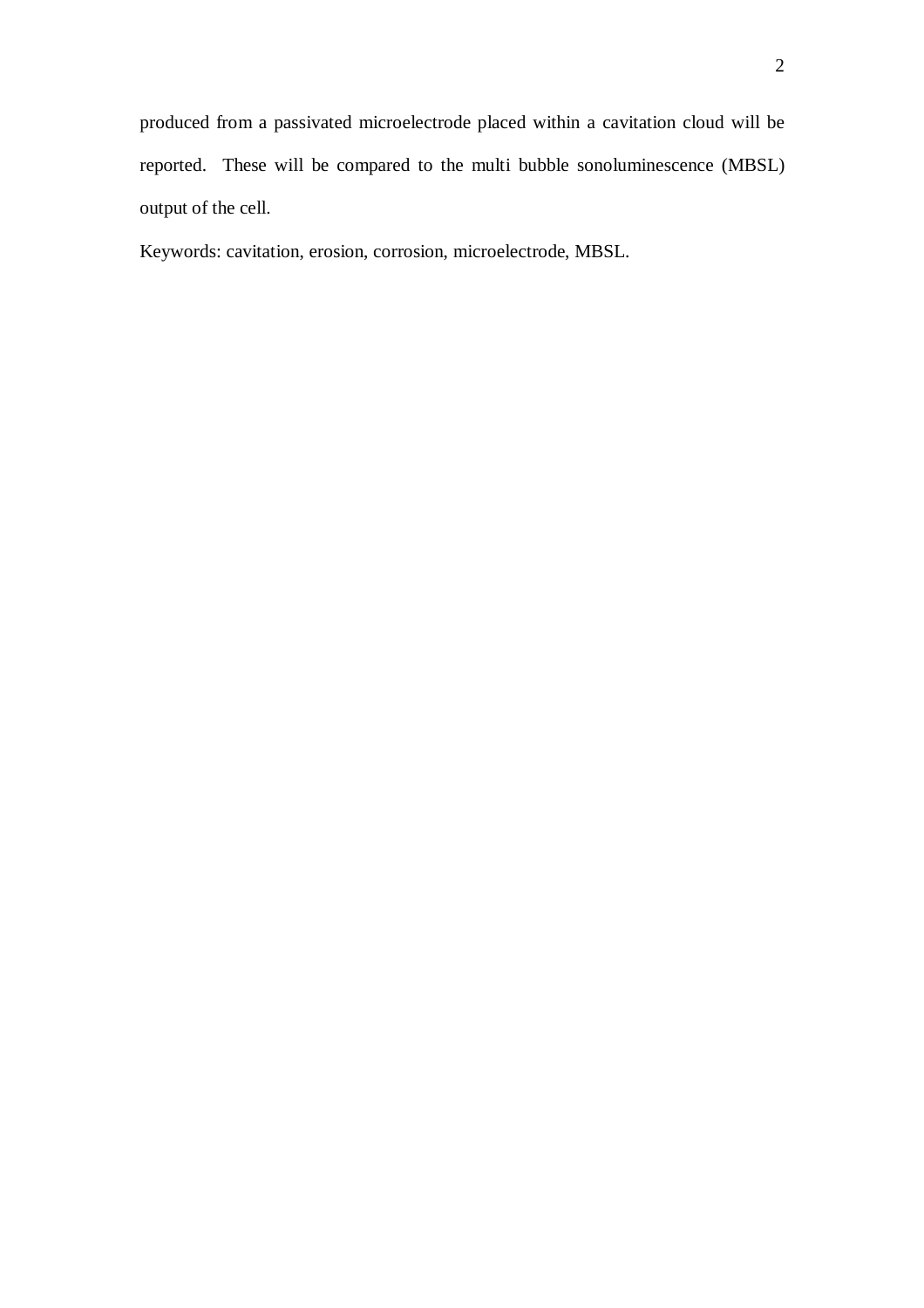produced from a passivated microelectrode placed within a cavitation cloud will be reported. These will be compared to the multi bubble sonoluminescence (MBSL) output of the cell.

Keywords: cavitation, erosion, corrosion, microelectrode, MBSL.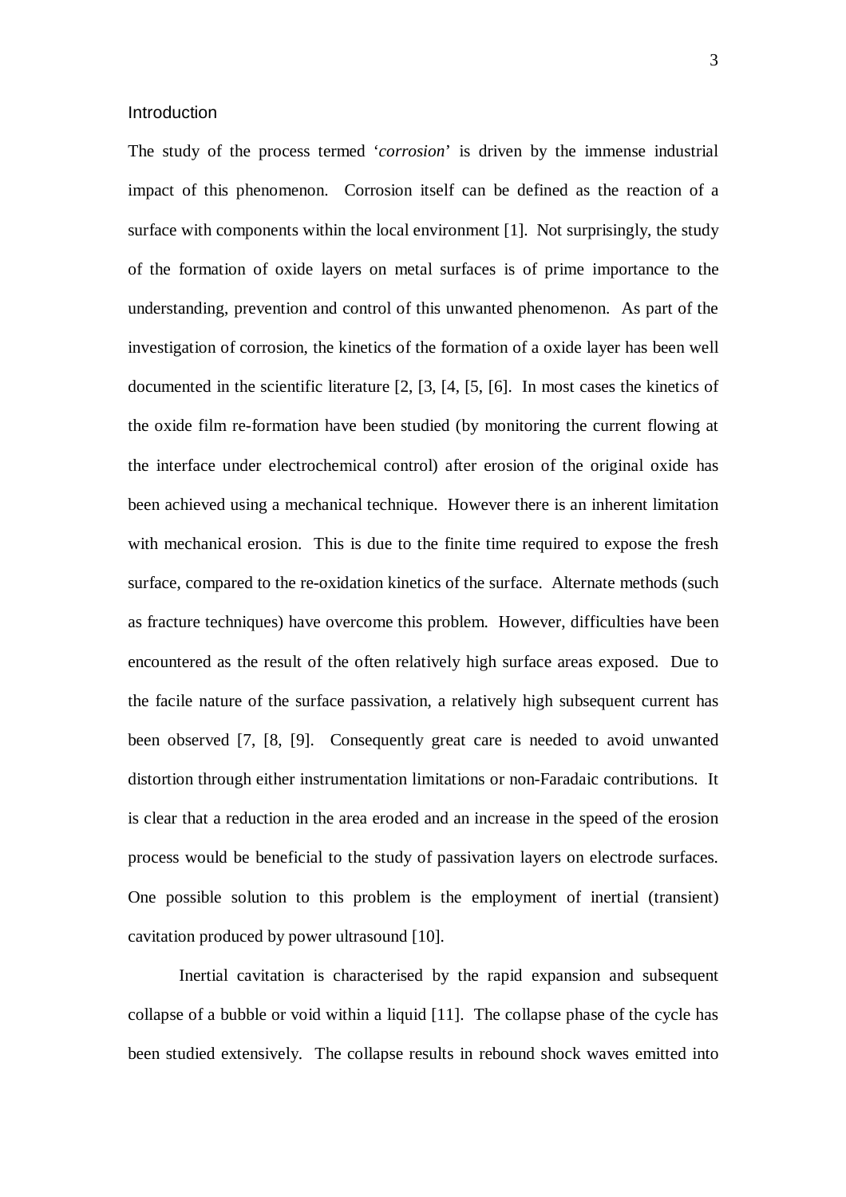## Introduction

The study of the process termed '*corrosion*' is driven by the immense industrial impact of this phenomenon. Corrosion itself can be defined as the reaction of a surface with components within the local environment [1]. Not surprisingly, the study of the formation of oxide layers on metal surfaces is of prime importance to the understanding, prevention and control of this unwanted phenomenon. As part of the investigation of corrosion, the kinetics of the formation of a oxide layer has been well documented in the scientific literature [2, [3, [4, [5, [6]. In most cases the kinetics of the oxide film re-formation have been studied (by monitoring the current flowing at the interface under electrochemical control) after erosion of the original oxide has been achieved using a mechanical technique. However there is an inherent limitation with mechanical erosion. This is due to the finite time required to expose the fresh surface, compared to the re-oxidation kinetics of the surface. Alternate methods (such as fracture techniques) have overcome this problem. However, difficulties have been encountered as the result of the often relatively high surface areas exposed. Due to the facile nature of the surface passivation, a relatively high subsequent current has been observed [7, [8, [9]. Consequently great care is needed to avoid unwanted distortion through either instrumentation limitations or non-Faradaic contributions. It is clear that a reduction in the area eroded and an increase in the speed of the erosion process would be beneficial to the study of passivation layers on electrode surfaces. One possible solution to this problem is the employment of inertial (transient) cavitation produced by power ultrasound [10].

Inertial cavitation is characterised by the rapid expansion and subsequent collapse of a bubble or void within a liquid [11]. The collapse phase of the cycle has been studied extensively. The collapse results in rebound shock waves emitted into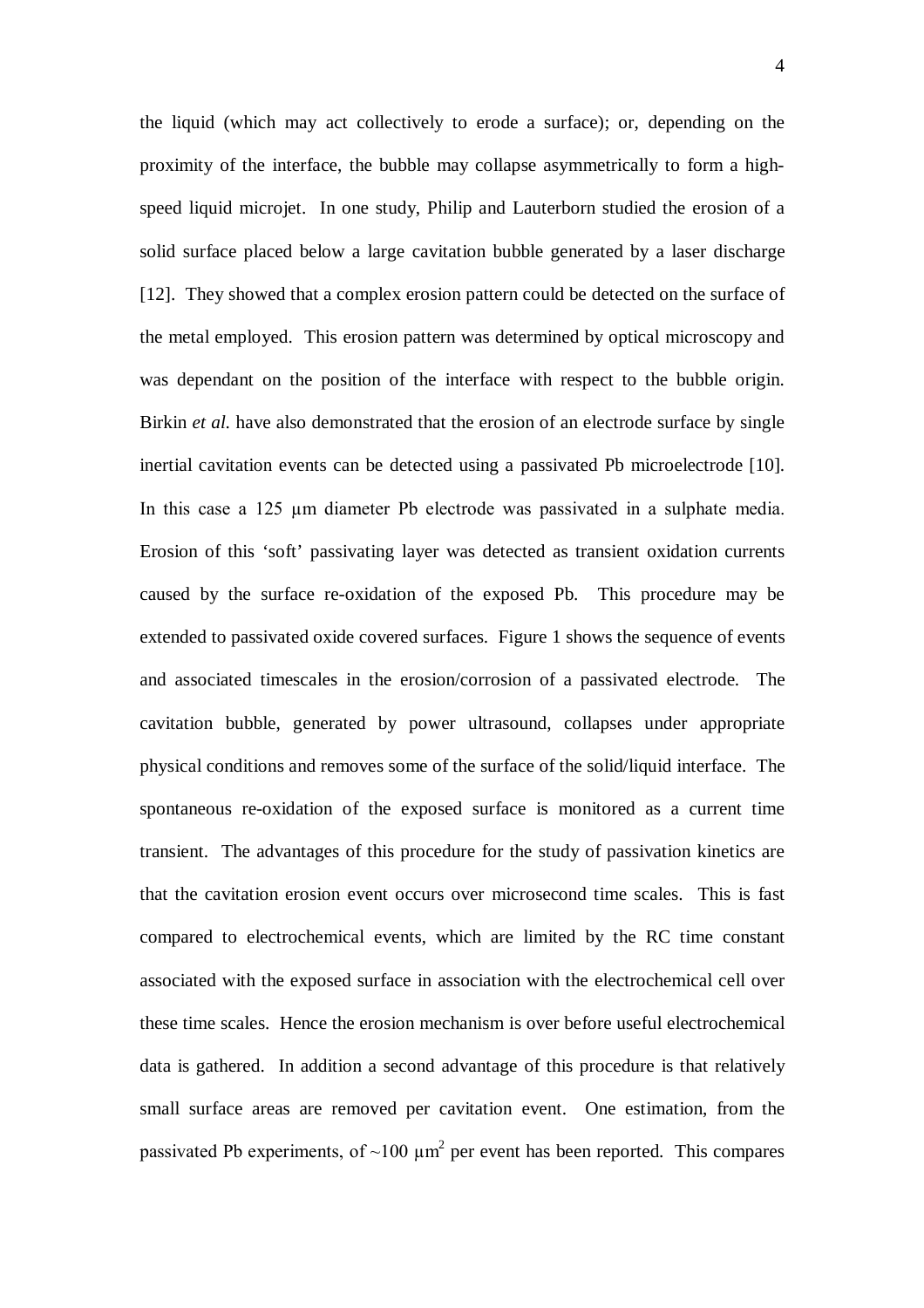the liquid (which may act collectively to erode a surface); or, depending on the proximity of the interface, the bubble may collapse asymmetrically to form a high-speed liquid microjet. In one study, Philip and Lauterborn studied the erosion of a solid surface placed below a large cavitation bubble generated by a laser discharge [12]. They showed that a complex erosion pattern could be detected on the surface of the metal employed. This erosion pattern was determined by optical microscopy and was dependant on the position of the interface with respect to the bubble origin. Birkin *et al.* have also demonstrated that the erosion of an electrode surface by single inertial cavitation events can be detected using a passivated Pb microelectrode [10]. In this case a 125 μm diameter Pb electrode was passivated in a sulphate media. Erosion of this 'soft' passivating layer was detected as transient oxidation currents caused by the surface re-oxidation of the exposed Pb. This procedure may be extended to passivated oxide covered surfaces. Figure 1 shows the sequence of events and associated timescales in the erosion/corrosion of a passivated electrode. The cavitation bubble, generated by power ultrasound, collapses under appropriate physical conditions and removes some of the surface of the solid/liquid interface. The spontaneous re-oxidation of the exposed surface is monitored as a current time transient. The advantages of this procedure for the study of passivation kinetics are that the cavitation erosion event occurs over microsecond time scales. This is fast compared to electrochemical events, which are limited by the RC time constant associated with the exposed surface in association with the electrochemical cell over these time scales. Hence the erosion mechanism is over before useful electrochemical data is gathered. In addition a second advantage of this procedure is that relatively small surface areas are removed per cavitation event. One estimation, from the passivated Pb experiments, of ~100 $\mu m^2$ per event has been reported. This compares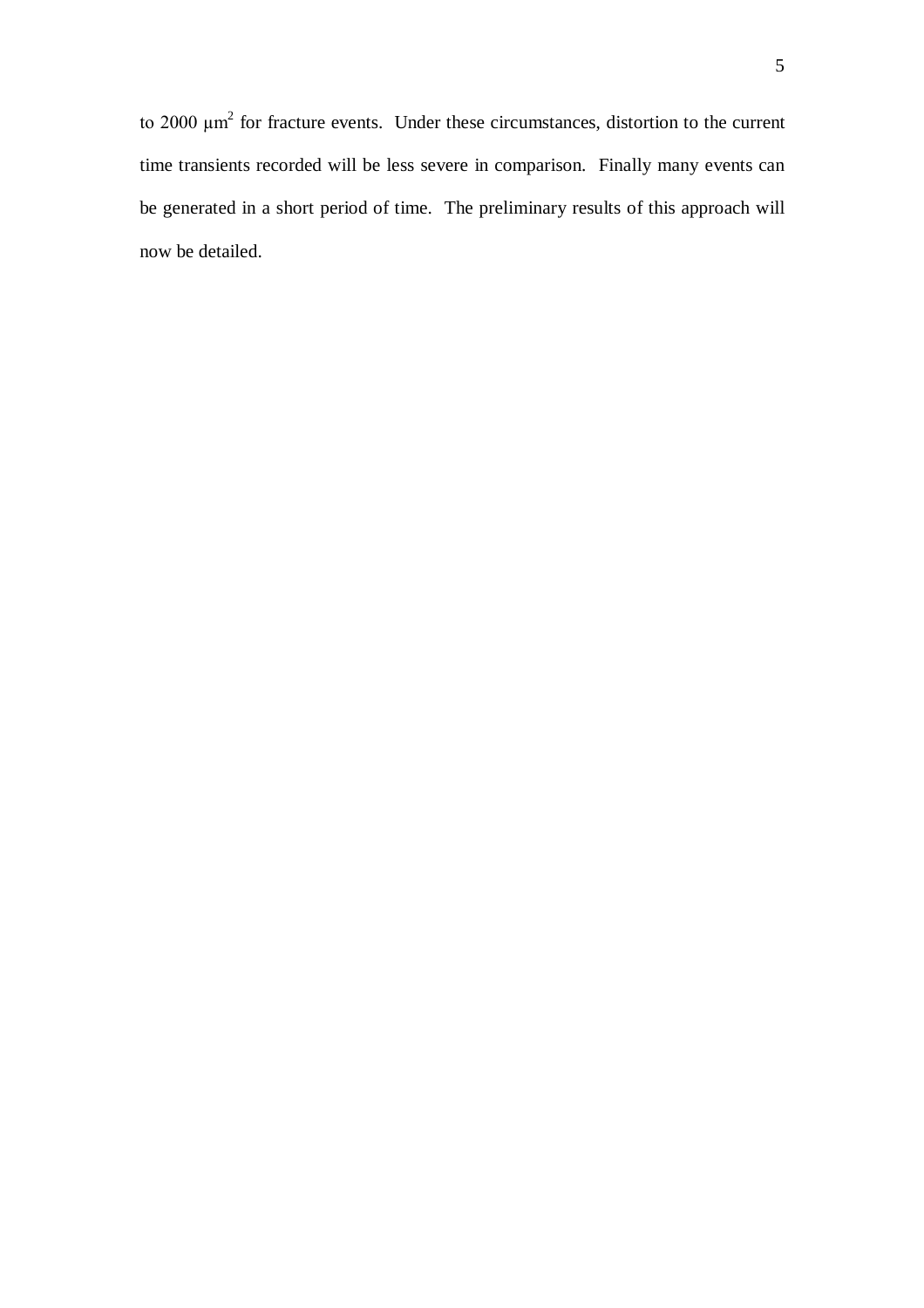to 2000 $\mu m^2$ for fracture events. Under these circumstances, distortion to the current time transients recorded will be less severe in comparison. Finally many events can be generated in a short period of time. The preliminary results of this approach will now be detailed.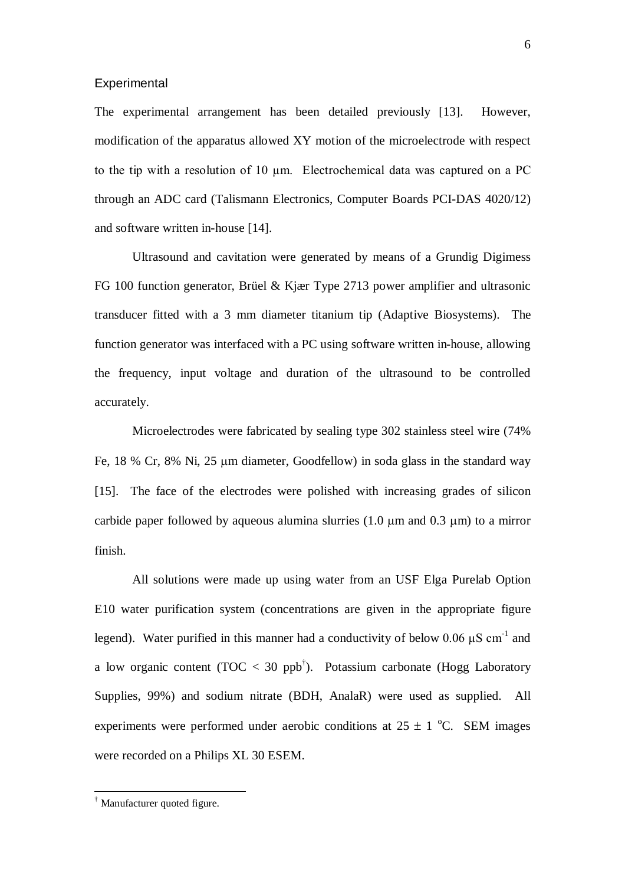## Experimental

The experimental arrangement has been detailed previously [13]. However, modification of the apparatus allowed XY motion of the microelectrode with respect to the tip with a resolution of 10 μm. Electrochemical data was captured on a PC through an ADC card (Talismann Electronics, Computer Boards PCI-DAS 4020/12) and software written in-house [14].

Ultrasound and cavitation were generated by means of a Grundig Digimess FG 100 function generator, Brüel & Kjær Type 2713 power amplifier and ultrasonic transducer fitted with a 3 mm diameter titanium tip (Adaptive Biosystems). The function generator was interfaced with a PC using software written in-house, allowing the frequency, input voltage and duration of the ultrasound to be controlled accurately.

Microelectrodes were fabricated by sealing type 302 stainless steel wire (74% Fe, 18 % Cr, 8% Ni, 25 μm diameter, Goodfellow) in soda glass in the standard way [15]. The face of the electrodes were polished with increasing grades of silicon carbide paper followed by aqueous alumina slurries (1.0 μm and 0.3 μm) to a mirror finish.

All solutions were made up using water from an USF Elga Purelab Option E10 water purification system (concentrations are given in the appropriate figure legend). Water purified in this manner had a conductivity of below 0.06 $\mu S\ cm^{-1}$ and a low organic content (TOC < 30 ppb[†]). Potassium carbonate (Hogg Laboratory Supplies, 99%) and sodium nitrate (BDH, AnalaR) were used as supplied. All experiments were performed under aerobic conditions at $25 \pm 1\ ^{o}C$. SEM images were recorded on a Philips XL 30 ESEM.

---

[†] Manufacturer quoted figure.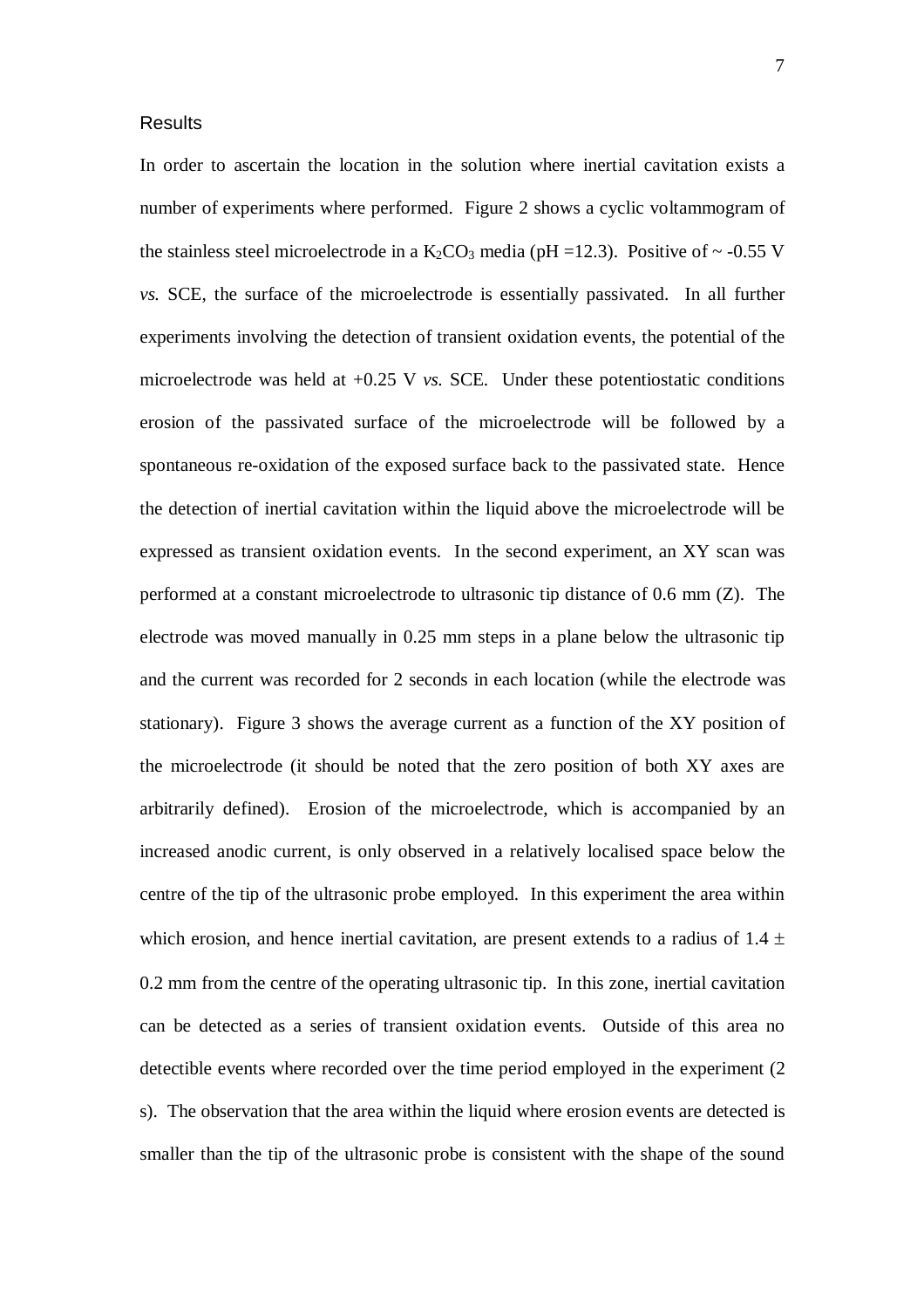## Results

In order to ascertain the location in the solution where inertial cavitation exists a number of experiments where performed. Figure 2 shows a cyclic voltammogram of the stainless steel microelectrode in a $K_2CO_3$ media (pH =12.3). Positive of ~ -0.55 V *vs.* SCE, the surface of the microelectrode is essentially passivated. In all further experiments involving the detection of transient oxidation events, the potential of the microelectrode was held at +0.25 V *vs.* SCE. Under these potentiostatic conditions erosion of the passivated surface of the microelectrode will be followed by a spontaneous re-oxidation of the exposed surface back to the passivated state. Hence the detection of inertial cavitation within the liquid above the microelectrode will be expressed as transient oxidation events. In the second experiment, an XY scan was performed at a constant microelectrode to ultrasonic tip distance of 0.6 mm (Z). The electrode was moved manually in 0.25 mm steps in a plane below the ultrasonic tip and the current was recorded for 2 seconds in each location (while the electrode was stationary). Figure 3 shows the average current as a function of the XY position of the microelectrode (it should be noted that the zero position of both XY axes are arbitrarily defined). Erosion of the microelectrode, which is accompanied by an increased anodic current, is only observed in a relatively localised space below the centre of the tip of the ultrasonic probe employed. In this experiment the area within which erosion, and hence inertial cavitation, are present extends to a radius of 1.4 $\pm$ 0.2 mm from the centre of the operating ultrasonic tip. In this zone, inertial cavitation can be detected as a series of transient oxidation events. Outside of this area no detectible events where recorded over the time period employed in the experiment (2 s). The observation that the area within the liquid where erosion events are detected is smaller than the tip of the ultrasonic probe is consistent with the shape of the sound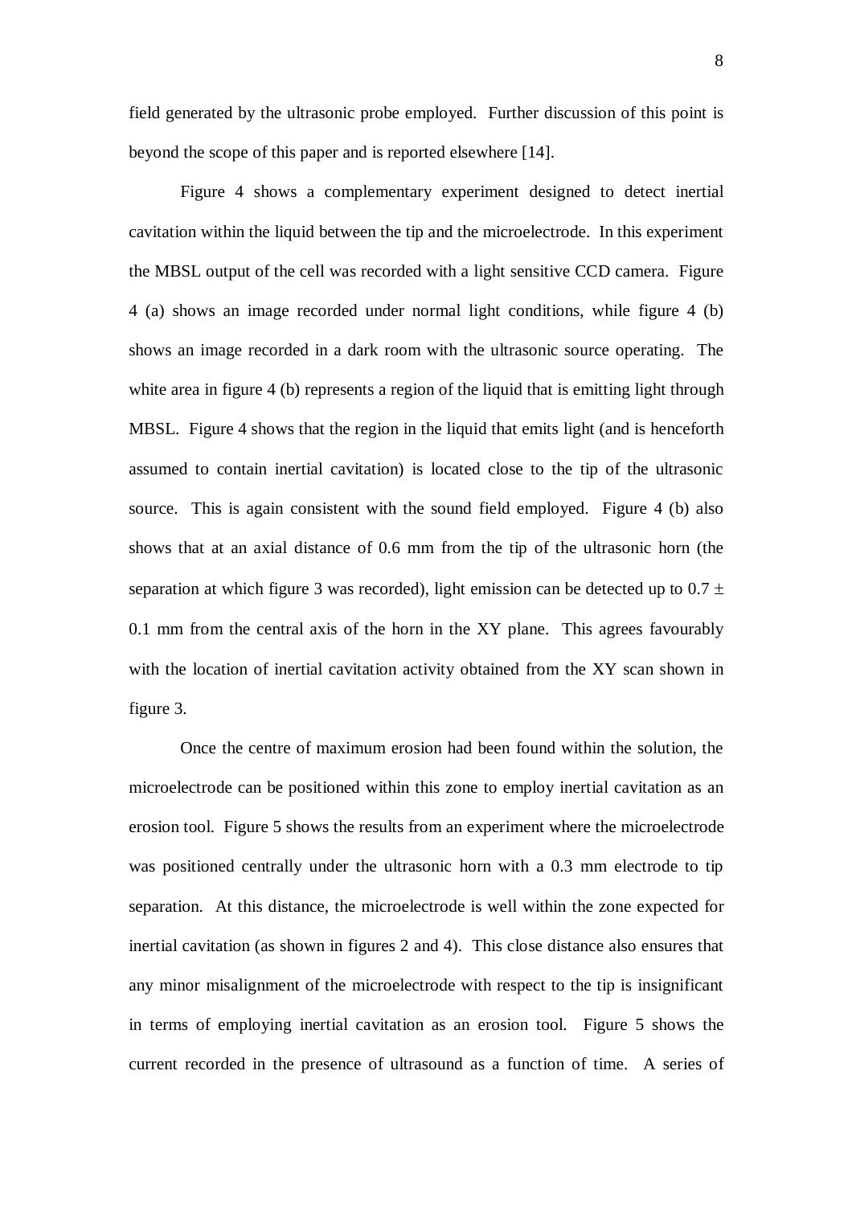field generated by the ultrasonic probe employed. Further discussion of this point is beyond the scope of this paper and is reported elsewhere [14].

Figure 4 shows a complementary experiment designed to detect inertial cavitation within the liquid between the tip and the microelectrode. In this experiment the MBSL output of the cell was recorded with a light sensitive CCD camera. Figure 4 (a) shows an image recorded under normal light conditions, while figure 4 (b) shows an image recorded in a dark room with the ultrasonic source operating. The white area in figure 4 (b) represents a region of the liquid that is emitting light through MBSL. Figure 4 shows that the region in the liquid that emits light (and is henceforth assumed to contain inertial cavitation) is located close to the tip of the ultrasonic source. This is again consistent with the sound field employed. Figure 4 (b) also shows that at an axial distance of 0.6 mm from the tip of the ultrasonic horn (the separation at which figure 3 was recorded), light emission can be detected up to $0.7 \pm 0.1$ mm from the central axis of the horn in the XY plane. This agrees favourably with the location of inertial cavitation activity obtained from the XY scan shown in figure 3.

Once the centre of maximum erosion had been found within the solution, the microelectrode can be positioned within this zone to employ inertial cavitation as an erosion tool. Figure 5 shows the results from an experiment where the microelectrode was positioned centrally under the ultrasonic horn with a 0.3 mm electrode to tip separation. At this distance, the microelectrode is well within the zone expected for inertial cavitation (as shown in figures 2 and 4). This close distance also ensures that any minor misalignment of the microelectrode with respect to the tip is insignificant in terms of employing inertial cavitation as an erosion tool. Figure 5 shows the current recorded in the presence of ultrasound as a function of time. A series of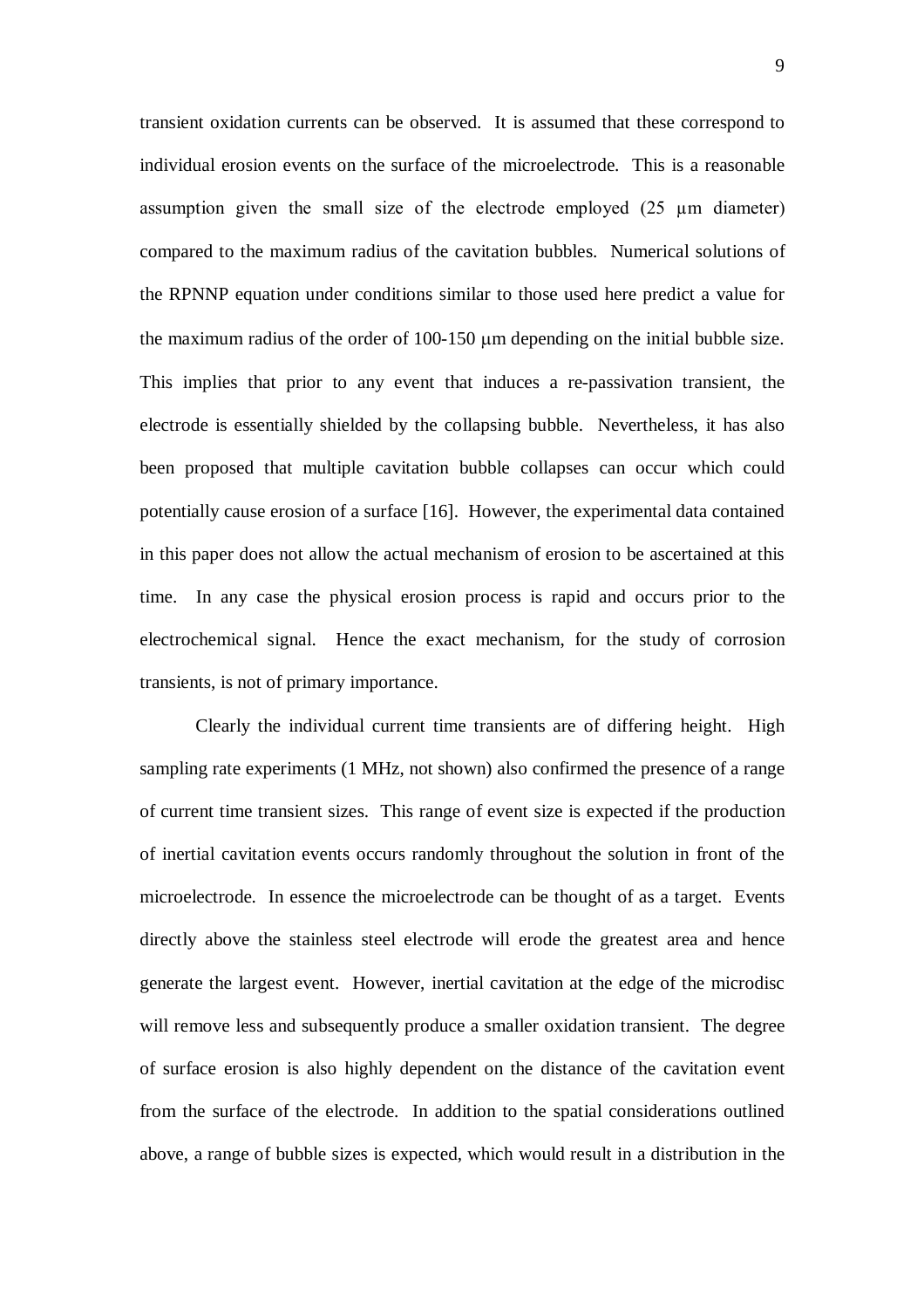transient oxidation currents can be observed. It is assumed that these correspond to individual erosion events on the surface of the microelectrode. This is a reasonable assumption given the small size of the electrode employed (25 μm diameter) compared to the maximum radius of the cavitation bubbles. Numerical solutions of the RPNNP equation under conditions similar to those used here predict a value for the maximum radius of the order of 100-150 μm depending on the initial bubble size. This implies that prior to any event that induces a re-passivation transient, the electrode is essentially shielded by the collapsing bubble. Nevertheless, it has also been proposed that multiple cavitation bubble collapses can occur which could potentially cause erosion of a surface [16]. However, the experimental data contained in this paper does not allow the actual mechanism of erosion to be ascertained at this time. In any case the physical erosion process is rapid and occurs prior to the electrochemical signal. Hence the exact mechanism, for the study of corrosion transients, is not of primary importance.

Clearly the individual current time transients are of differing height. High sampling rate experiments (1 MHz, not shown) also confirmed the presence of a range of current time transient sizes. This range of event size is expected if the production of inertial cavitation events occurs randomly throughout the solution in front of the microelectrode. In essence the microelectrode can be thought of as a target. Events directly above the stainless steel electrode will erode the greatest area and hence generate the largest event. However, inertial cavitation at the edge of the microdisc will remove less and subsequently produce a smaller oxidation transient. The degree of surface erosion is also highly dependent on the distance of the cavitation event from the surface of the electrode. In addition to the spatial considerations outlined above, a range of bubble sizes is expected, which would result in a distribution in the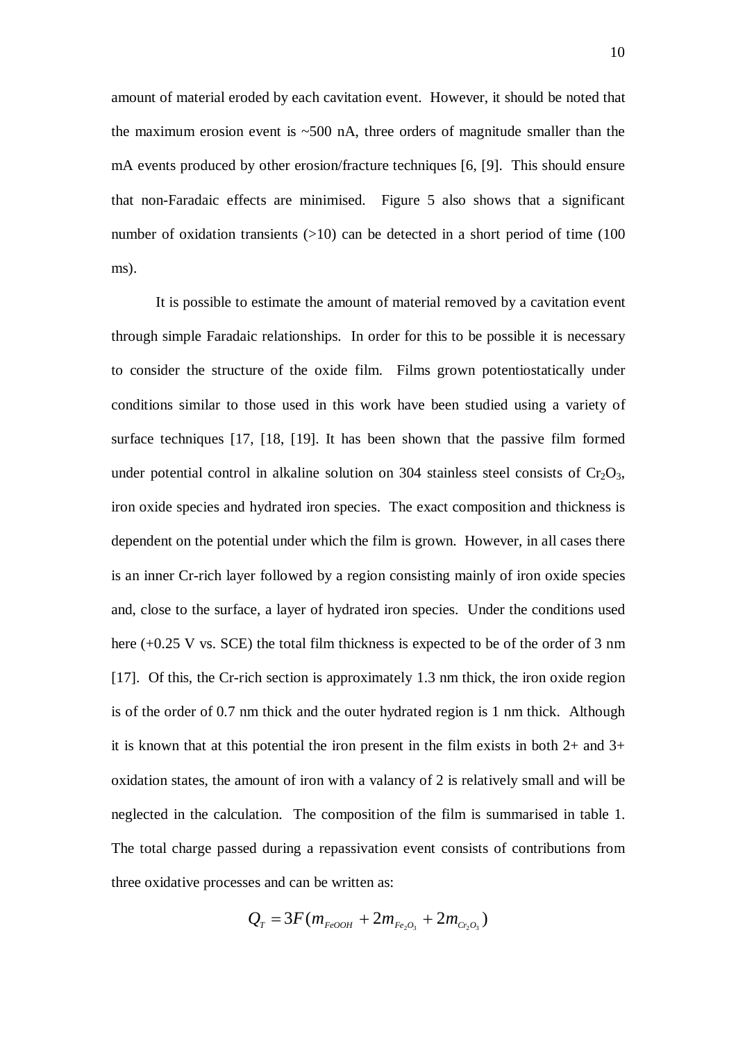amount of material eroded by each cavitation event. However, it should be noted that the maximum erosion event is ~500 nA, three orders of magnitude smaller than the mA events produced by other erosion/fracture techniques [6, [9]. This should ensure that non-Faradaic effects are minimised. Figure 5 also shows that a significant number of oxidation transients (>10) can be detected in a short period of time (100 ms).

It is possible to estimate the amount of material removed by a cavitation event through simple Faradaic relationships. In order for this to be possible it is necessary to consider the structure of the oxide film. Films grown potentiostatically under conditions similar to those used in this work have been studied using a variety of surface techniques [17, [18, [19]. It has been shown that the passive film formed under potential control in alkaline solution on 304 stainless steel consists of $Cr_2O_3$, iron oxide species and hydrated iron species. The exact composition and thickness is dependent on the potential under which the film is grown. However, in all cases there is an inner Cr-rich layer followed by a region consisting mainly of iron oxide species and, close to the surface, a layer of hydrated iron species. Under the conditions used here (+0.25 V vs. SCE) the total film thickness is expected to be of the order of 3 nm [17]. Of this, the Cr-rich section is approximately 1.3 nm thick, the iron oxide region is of the order of 0.7 nm thick and the outer hydrated region is 1 nm thick. Although it is known that at this potential the iron present in the film exists in both 2+ and 3+ oxidation states, the amount of iron with a valancy of 2 is relatively small and will be neglected in the calculation. The composition of the film is summarised in table 1. The total charge passed during a repassivation event consists of contributions from three oxidative processes and can be written as:

$$Q_T = 3F(m_{FeOOH} + 2m_{Fe_2O_3} + 2m_{Cr_2O_3})$$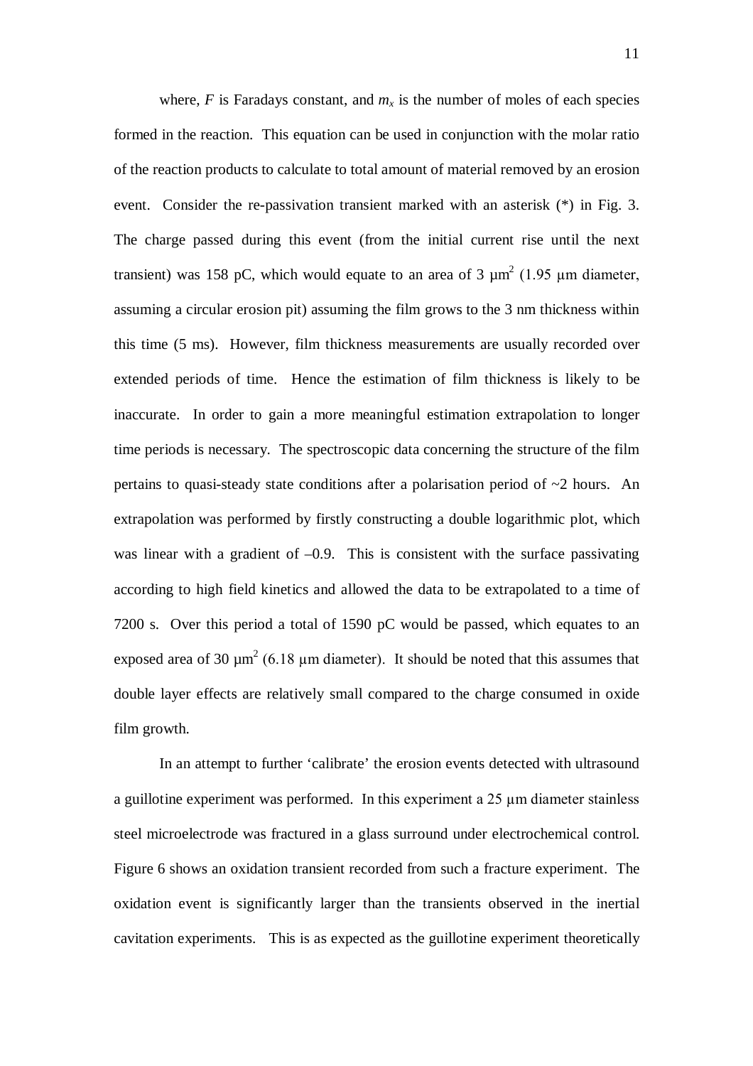where, $F$ is Faradays constant, and $m_x$ is the number of moles of each species formed in the reaction. This equation can be used in conjunction with the molar ratio of the reaction products to calculate to total amount of material removed by an erosion event. Consider the re-passivation transient marked with an asterisk (*) in Fig. 3. The charge passed during this event (from the initial current rise until the next transient) was 158 pC, which would equate to an area of 3 $\mu m^2$ (1.95 µm diameter, assuming a circular erosion pit) assuming the film grows to the 3 nm thickness within this time (5 ms). However, film thickness measurements are usually recorded over extended periods of time. Hence the estimation of film thickness is likely to be inaccurate. In order to gain a more meaningful estimation extrapolation to longer time periods is necessary. The spectroscopic data concerning the structure of the film pertains to quasi-steady state conditions after a polarisation period of ~2 hours. An extrapolation was performed by firstly constructing a double logarithmic plot, which was linear with a gradient of –0.9. This is consistent with the surface passivating according to high field kinetics and allowed the data to be extrapolated to a time of 7200 s. Over this period a total of 1590 pC would be passed, which equates to an exposed area of 30 $\mu m^2$ (6.18 µm diameter). It should be noted that this assumes that double layer effects are relatively small compared to the charge consumed in oxide film growth.

In an attempt to further 'calibrate' the erosion events detected with ultrasound a guillotine experiment was performed. In this experiment a 25 µm diameter stainless steel microelectrode was fractured in a glass surround under electrochemical control. Figure 6 shows an oxidation transient recorded from such a fracture experiment. The oxidation event is significantly larger than the transients observed in the inertial cavitation experiments. This is as expected as the guillotine experiment theoretically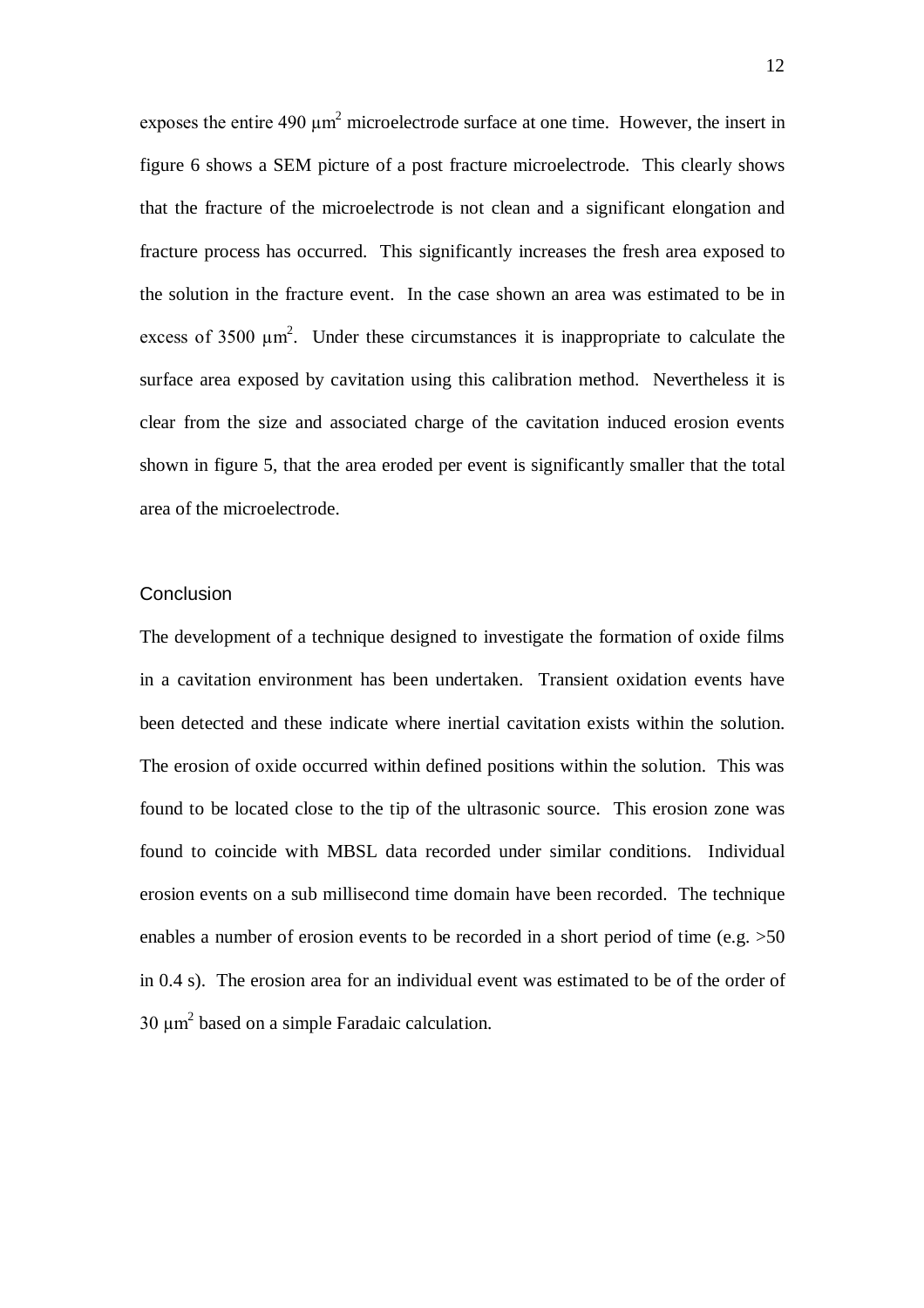exposes the entire 490 $\mu m^2$ microelectrode surface at one time. However, the insert in figure 6 shows a SEM picture of a post fracture microelectrode. This clearly shows that the fracture of the microelectrode is not clean and a significant elongation and fracture process has occurred. This significantly increases the fresh area exposed to the solution in the fracture event. In the case shown an area was estimated to be in excess of 3500 $\mu m^2$. Under these circumstances it is inappropriate to calculate the surface area exposed by cavitation using this calibration method. Nevertheless it is clear from the size and associated charge of the cavitation induced erosion events shown in figure 5, that the area eroded per event is significantly smaller that the total area of the microelectrode.

## Conclusion

The development of a technique designed to investigate the formation of oxide films in a cavitation environment has been undertaken. Transient oxidation events have been detected and these indicate where inertial cavitation exists within the solution. The erosion of oxide occurred within defined positions within the solution. This was found to be located close to the tip of the ultrasonic source. This erosion zone was found to coincide with MBSL data recorded under similar conditions. Individual erosion events on a sub millisecond time domain have been recorded. The technique enables a number of erosion events to be recorded in a short period of time (e.g. >50 in 0.4 s). The erosion area for an individual event was estimated to be of the order of 30 $\mu m^2$ based on a simple Faradaic calculation.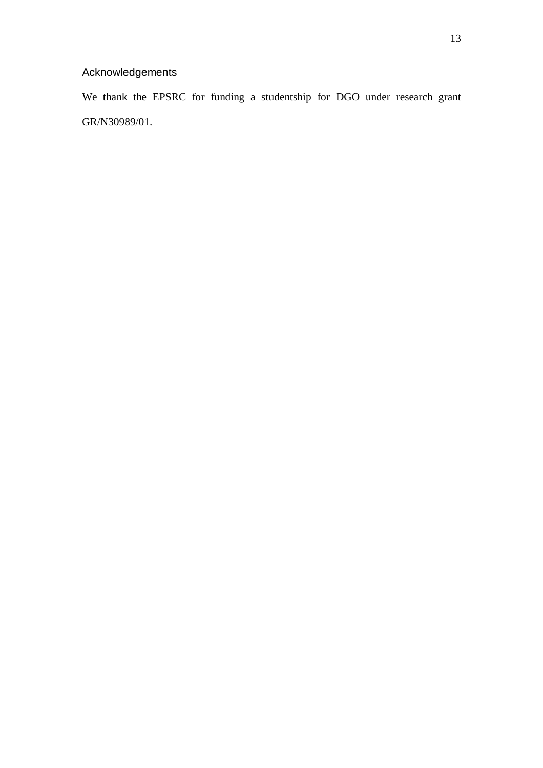## Acknowledgements

We thank the EPSRC for funding a studentship for DGO under research grant GR/N30989/01.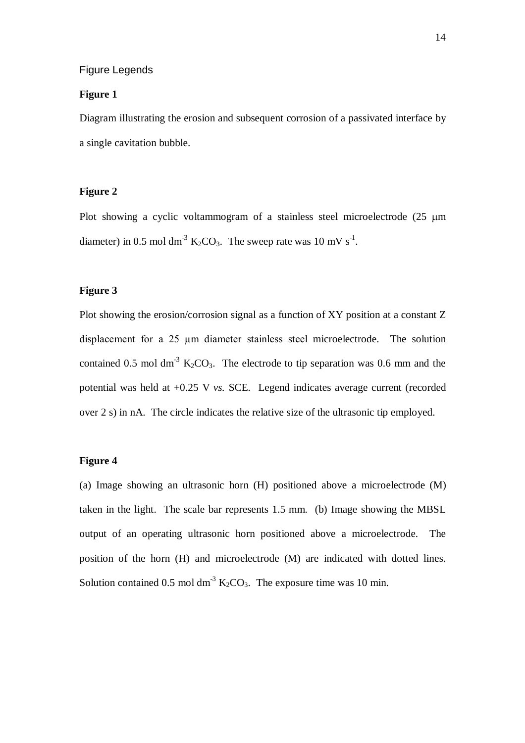# Figure Legends

## Figure 1

Diagram illustrating the erosion and subsequent corrosion of a passivated interface by a single cavitation bubble.

## Figure 2

Plot showing a cyclic voltammogram of a stainless steel microelectrode (25 μm diameter) in 0.5 mol $dm^{-3}$ $K_2CO_3$. The sweep rate was 10 mV $s^{-1}$.

## Figure 3

Plot showing the erosion/corrosion signal as a function of XY position at a constant Z displacement for a 25 μm diameter stainless steel microelectrode. The solution contained 0.5 mol $dm^{-3}$ $K_2CO_3$. The electrode to tip separation was 0.6 mm and the potential was held at +0.25 V *vs.* SCE. Legend indicates average current (recorded over 2 s) in nA. The circle indicates the relative size of the ultrasonic tip employed.

## Figure 4

(a) Image showing an ultrasonic horn (H) positioned above a microelectrode (M) taken in the light. The scale bar represents 1.5 mm. (b) Image showing the MBSL output of an operating ultrasonic horn positioned above a microelectrode. The position of the horn (H) and microelectrode (M) are indicated with dotted lines. Solution contained 0.5 mol $dm^{-3}$ $K_2CO_3$. The exposure time was 10 min.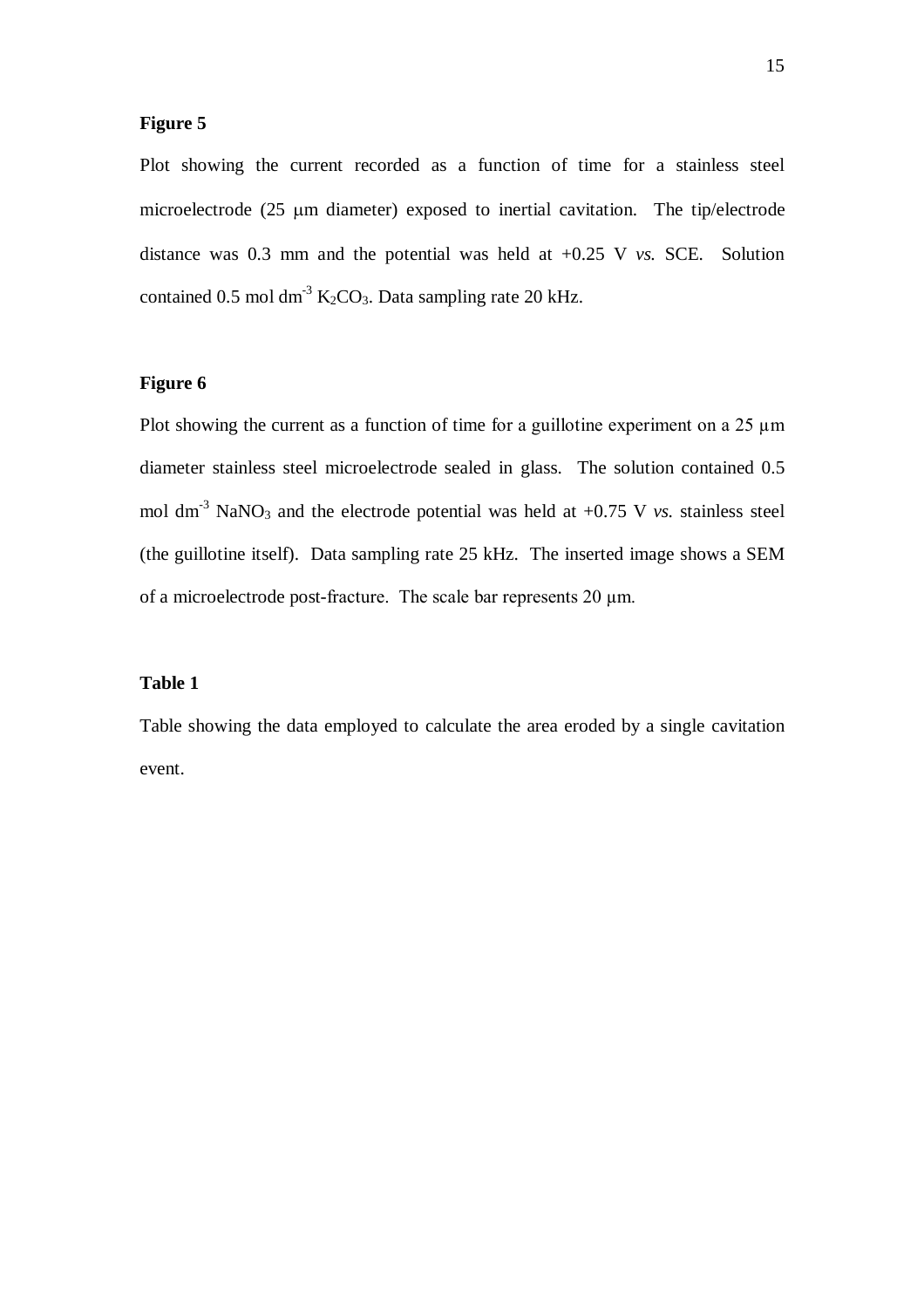**Figure 5**

Plot showing the current recorded as a function of time for a stainless steel microelectrode (25 μm diameter) exposed to inertial cavitation. The tip/electrode distance was 0.3 mm and the potential was held at +0.25 V *vs.* SCE. Solution contained 0.5 mol $dm^{-3}$ $K_2CO_3$. Data sampling rate 20 kHz.

**Figure 6**

Plot showing the current as a function of time for a guillotine experiment on a 25 μm diameter stainless steel microelectrode sealed in glass. The solution contained 0.5 mol $dm^{-3}$ $NaNO_3$ and the electrode potential was held at +0.75 V *vs.* stainless steel (the guillotine itself). Data sampling rate 25 kHz. The inserted image shows a SEM of a microelectrode post-fracture. The scale bar represents 20 μm.

**Table 1**

Table showing the data employed to calculate the area eroded by a single cavitation event.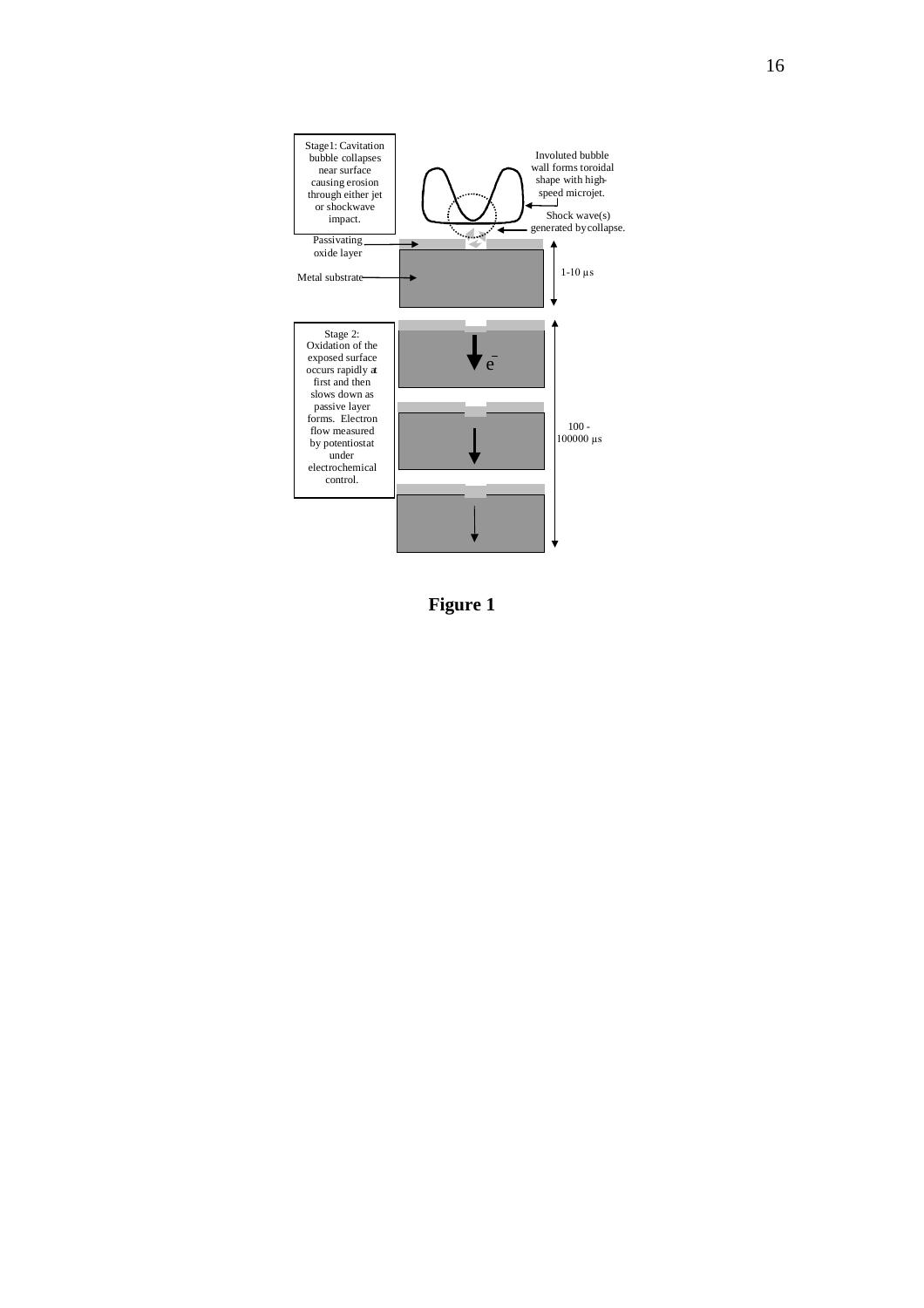Stage1: Cavitation bubble collapses near surface causing erosion through either jet or shockwave impact.

Involuted bubble wall forms toroidal shape with high-speed microjet.

Shock wave(s) generated by collapse.

Passivating oxide layer

Metal substrate

1-10 μs

Stage 2: Oxidation of the exposed surface occurs rapidly at first and then slows down as passive layer forms. Electron flow measured by potentiostat under electrochemical control.

$e^-$

100 - 100000 μs

**Figure 1**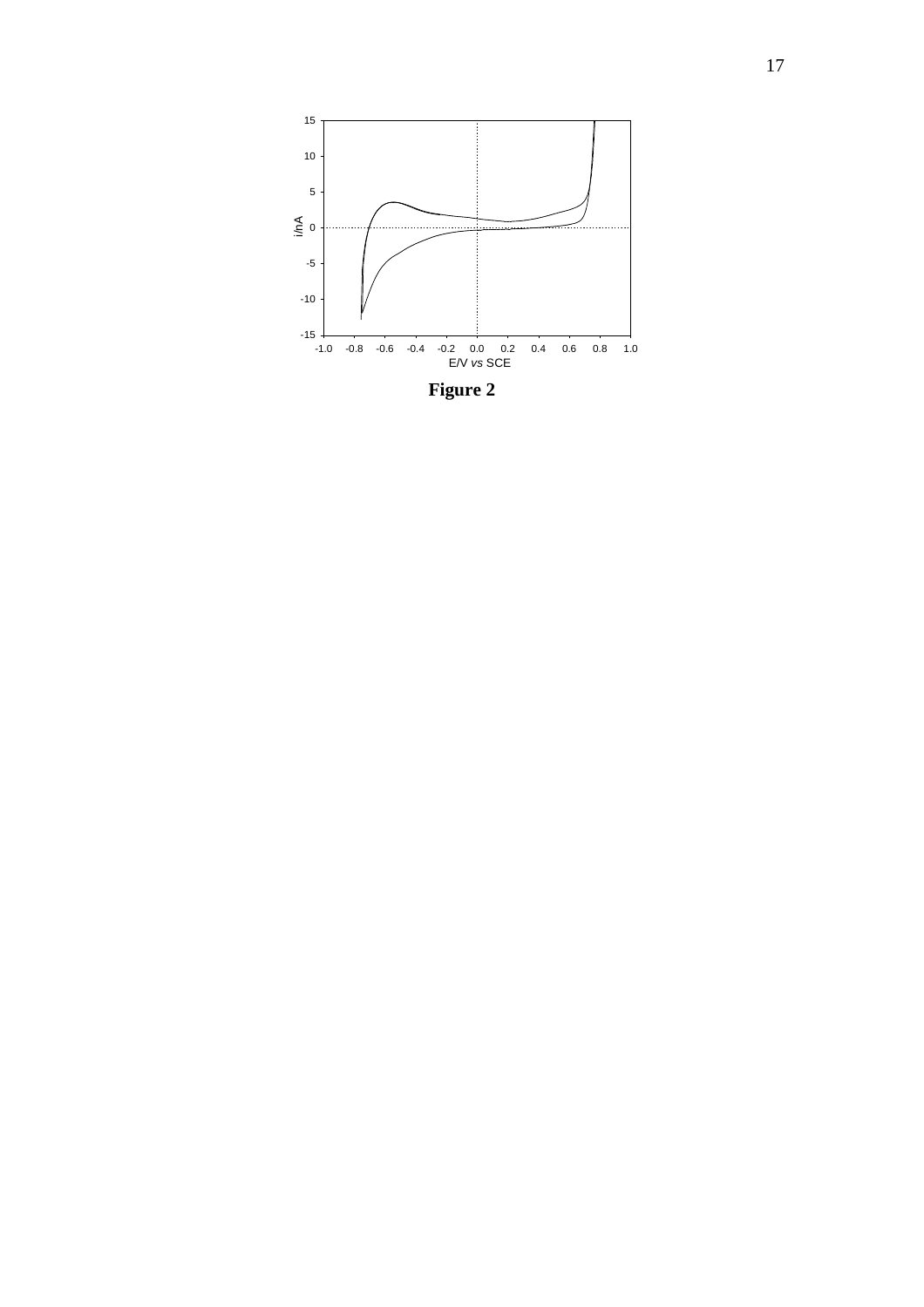**Figure 2**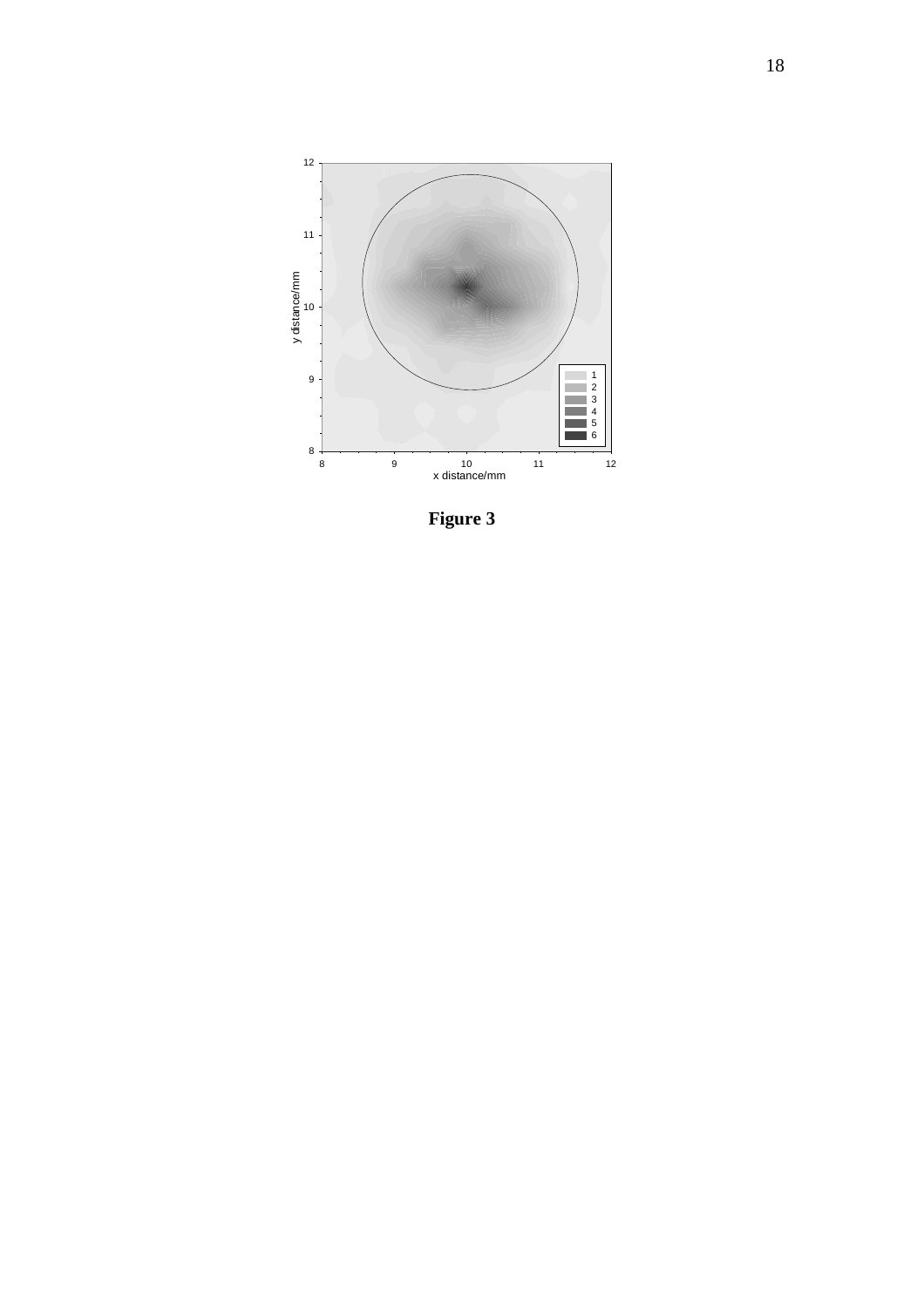**Figure 3**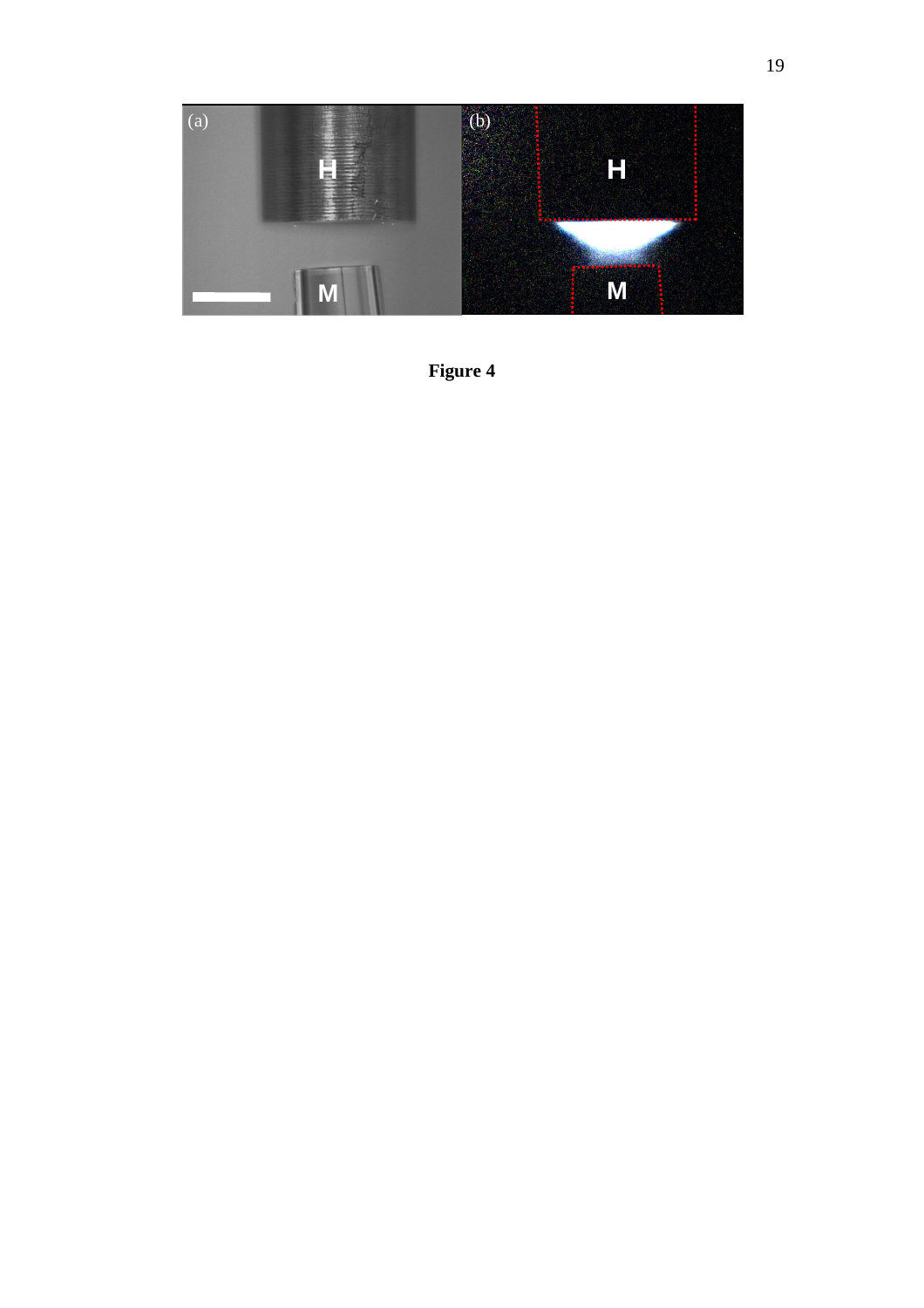**Figure 4**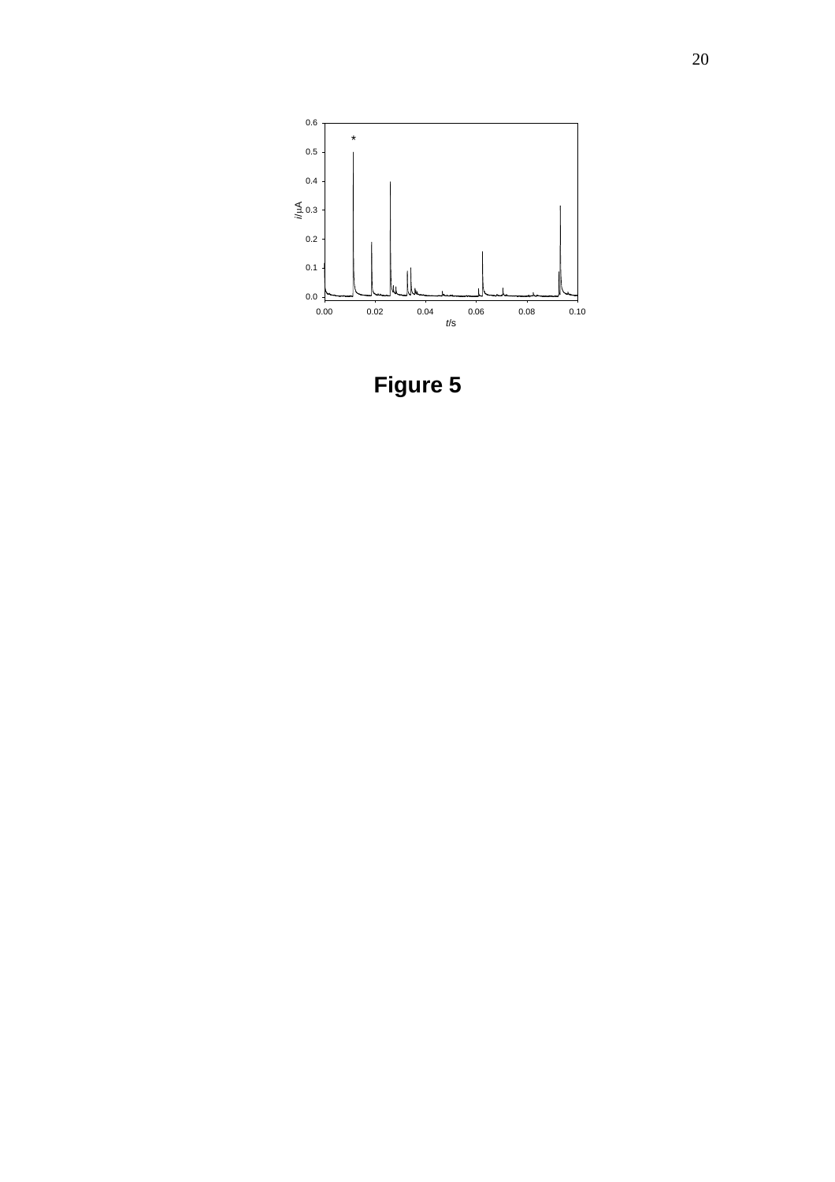**Figure 5**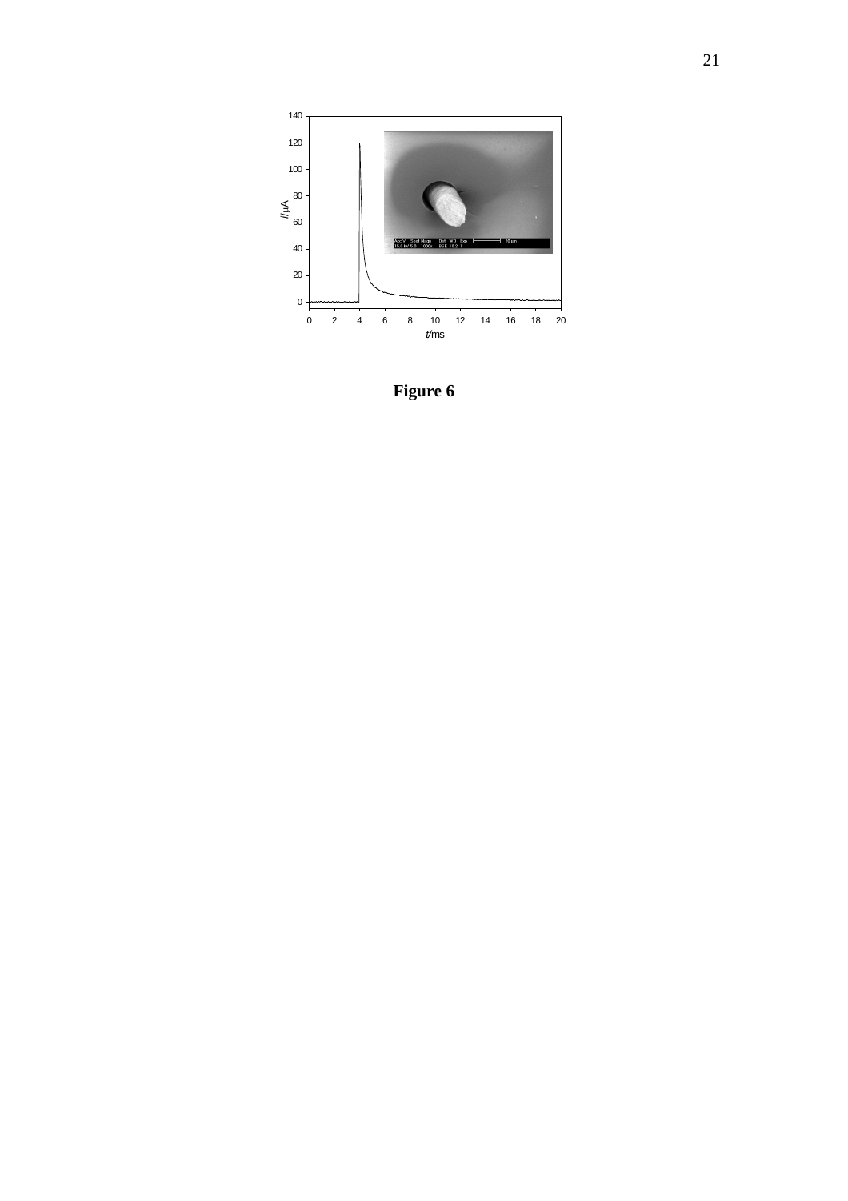**Figure 6**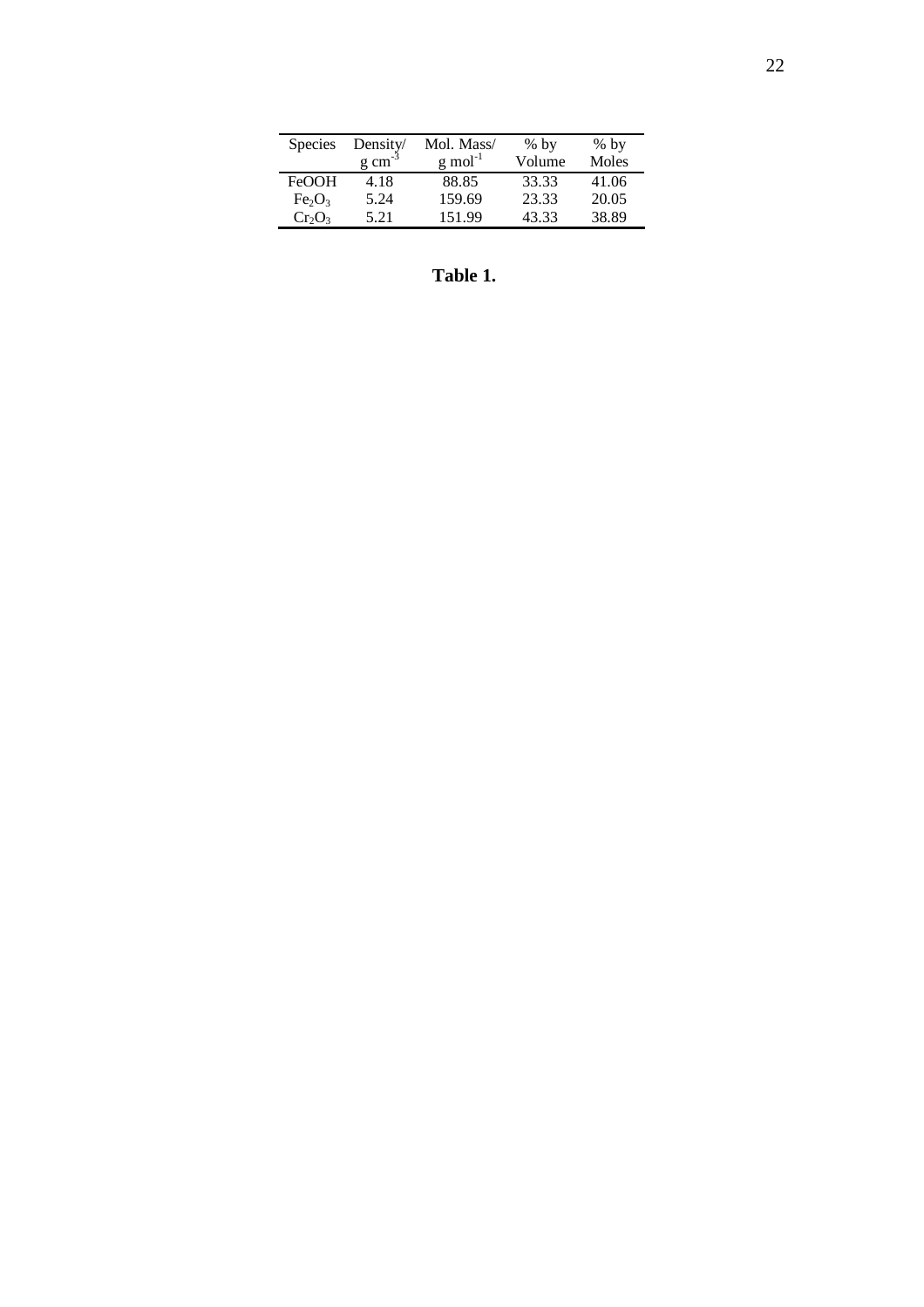| Species | Density/ g $cm^{-3}$ | Mol. Mass/ g $mol^{-1}$ | % by Volume | % by Moles |
|---|---|---|---|---|
| FeOOH | 4.18 | 88.85 | 33.33 | 41.06 |
| $Fe_2O_3$ | 5.24 | 159.69 | 23.33 | 20.05 |
| $Cr_2O_3$ | 5.21 | 151.99 | 43.33 | 38.89 |

**Table 1.**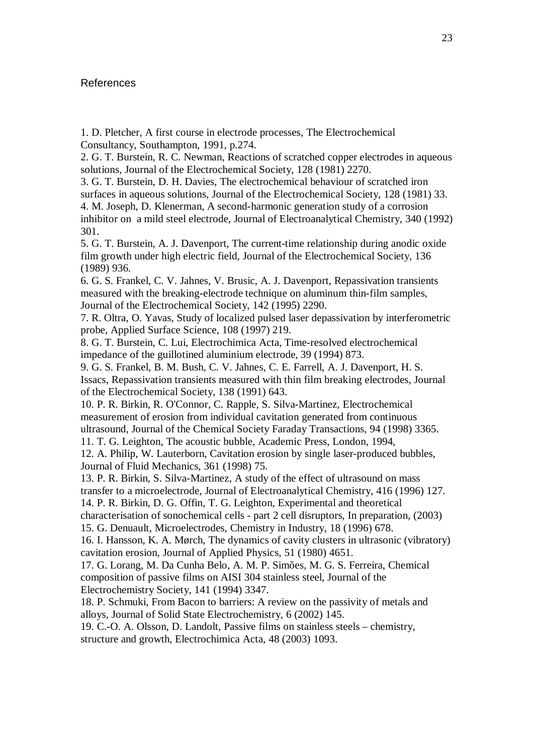# References

1. D. Pletcher, A first course in electrode processes, The Electrochemical Consultancy, Southampton, 1991, p.274.
2. G. T. Burstein, R. C. Newman, Reactions of scratched copper electrodes in aqueous solutions, Journal of the Electrochemical Society, 128 (1981) 2270.
3. G. T. Burstein, D. H. Davies, The electrochemical behaviour of scratched iron surfaces in aqueous solutions, Journal of the Electrochemical Society, 128 (1981) 33.
4. M. Joseph, D. Klenerman, A second-harmonic generation study of a corrosion inhibitor on a mild steel electrode, Journal of Electroanalytical Chemistry, 340 (1992) 301.
5. G. T. Burstein, A. J. Davenport, The current-time relationship during anodic oxide film growth under high electric field, Journal of the Electrochemical Society, 136 (1989) 936.
6. G. S. Frankel, C. V. Jahnes, V. Brusic, A. J. Davenport, Repassivation transients measured with the breaking-electrode technique on aluminum thin-film samples, Journal of the Electrochemical Society, 142 (1995) 2290.
7. R. Oltra, O. Yavas, Study of localized pulsed laser depassivation by interferometric probe, Applied Surface Science, 108 (1997) 219.
8. G. T. Burstein, C. Lui, Electrochimica Acta, Time-resolved electrochemical impedance of the guillotined aluminium electrode, 39 (1994) 873.
9. G. S. Frankel, B. M. Bush, C. V. Jahnes, C. E. Farrell, A. J. Davenport, H. S. Issacs, Repassivation transients measured with thin film breaking electrodes, Journal of the Electrochemical Society, 138 (1991) 643.
10. P. R. Birkin, R. O'Connor, C. Rapple, S. Silva-Martinez, Electrochemical measurement of erosion from individual cavitation generated from continuous ultrasound, Journal of the Chemical Society Faraday Transactions, 94 (1998) 3365.
11. T. G. Leighton, The acoustic bubble, Academic Press, London, 1994,
12. A. Philip, W. Lauterborn, Cavitation erosion by single laser-produced bubbles, Journal of Fluid Mechanics, 361 (1998) 75.
13. P. R. Birkin, S. Silva-Martinez, A study of the effect of ultrasound on mass transfer to a microelectrode, Journal of Electroanalytical Chemistry, 416 (1996) 127.
14. P. R. Birkin, D. G. Offin, T. G. Leighton, Experimental and theoretical characterisation of sonochemical cells - part 2 cell disruptors, In preparation, (2003)
15. G. Denuault, Microelectrodes, Chemistry in Industry, 18 (1996) 678.
16. I. Hansson, K. A. Mørch, The dynamics of cavity clusters in ultrasonic (vibratory) cavitation erosion, Journal of Applied Physics, 51 (1980) 4651.
17. G. Lorang, M. Da Cunha Belo, A. M. P. Simões, M. G. S. Ferreira, Chemical composition of passive films on AISI 304 stainless steel, Journal of the Electrochemistry Society, 141 (1994) 3347.
18. P. Schmuki, From Bacon to barriers: A review on the passivity of metals and alloys, Journal of Solid State Electrochemistry, 6 (2002) 145.
19. C.-O. A. Olsson, D. Landolt, Passive films on stainless steels – chemistry, structure and growth, Electrochimica Acta, 48 (2003) 1093.